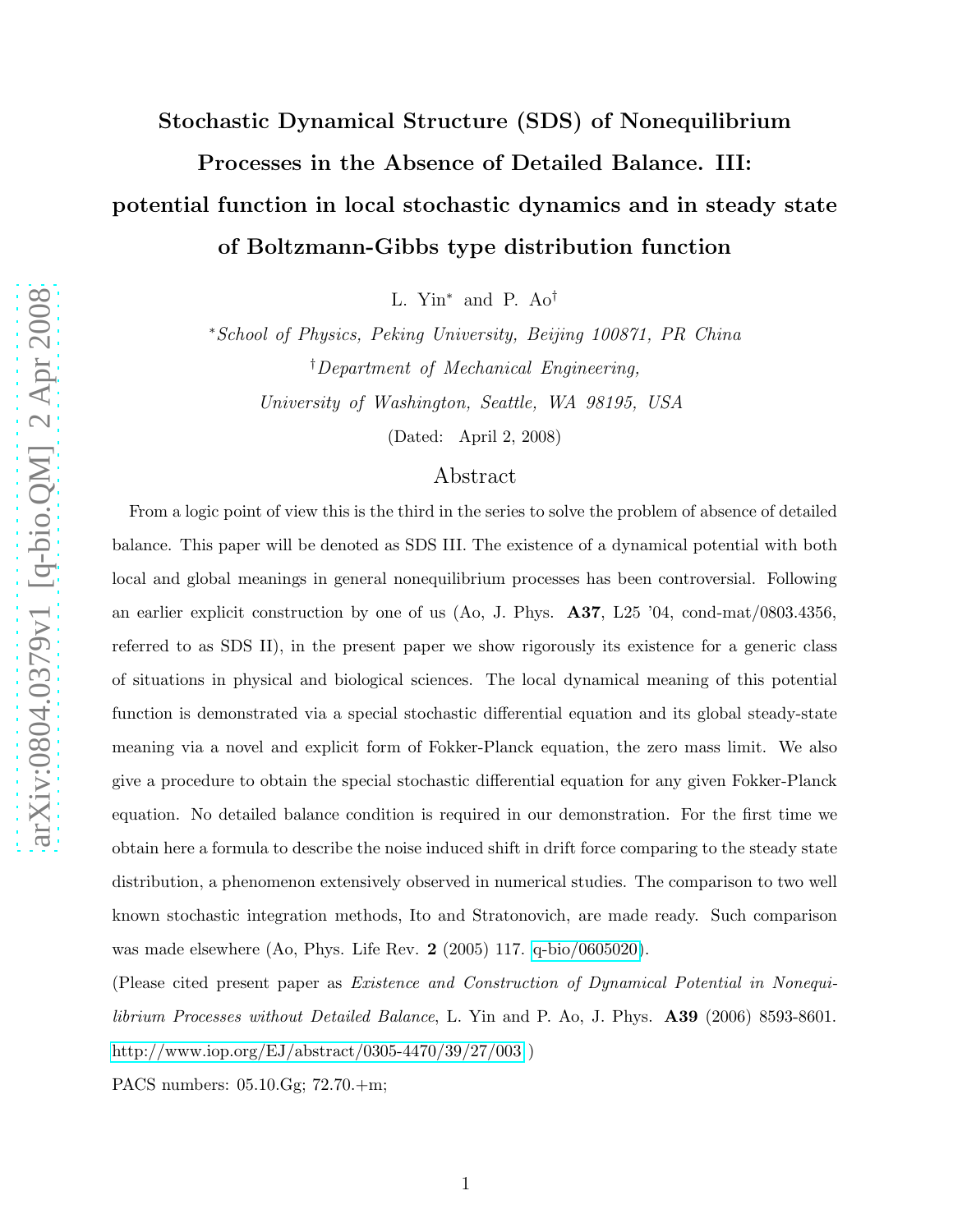# Stochastic Dynamical Structure (SDS) of Nonequilibrium Processes in the Absence of Detailed Balance. III: potential function in local stochastic dynamics and in steady state of Boltzmann-Gibbs type distribution function

L. Yin[*] and P. Ao[†]

[*]*School of Physics, Peking University, Beijing 100871, PR China*

[†]*Department of Mechanical Engineering, University of Washington, Seattle, WA 98195, USA*

(Dated: April 2, 2008)

## Abstract

From a logic point of view this is the third in the series to solve the problem of absence of detailed balance. This paper will be denoted as SDS III. The existence of a dynamical potential with both local and global meanings in general nonequilibrium processes has been controversial. Following an earlier explicit construction by one of us (Ao, J. Phys. **A37**, L25 '04, cond-mat/0803.4356, referred to as SDS II), in the present paper we show rigorously its existence for a generic class of situations in physical and biological sciences. The local dynamical meaning of this potential function is demonstrated via a special stochastic differential equation and its global steady-state meaning via a novel and explicit form of Fokker-Planck equation, the zero mass limit. We also give a procedure to obtain the special stochastic differential equation for any given Fokker-Planck equation. No detailed balance condition is required in our demonstration. For the first time we obtain here a formula to describe the noise induced shift in drift force comparing to the steady state distribution, a phenomenon extensively observed in numerical studies. The comparison to two well known stochastic integration methods, Ito and Stratonovich, are made ready. Such comparison was made elsewhere (Ao, Phys. Life Rev. **2** (2005) 117. q-bio/0605020).

(Please cited present paper as *Existence and Construction of Dynamical Potential in Nonequilibrium Processes without Detailed Balance*, L. Yin and P. Ao, J. Phys. **A39** (2006) 8593-8601. http://www.iop.org/EJ/abstract/0305-4470/39/27/003 )

PACS numbers: 05.10.Gg; 72.70.+m;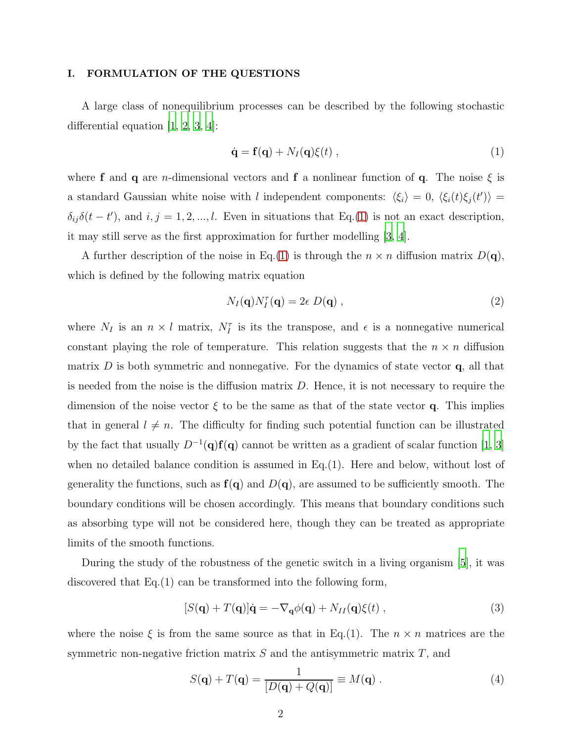## I. FORMULATION OF THE QUESTIONS

A large class of nonequilibrium processes can be described by the following stochastic differential equation [1, 2, 3, 4]:

$$\dot{\mathbf{q}} = \mathbf{f}(\mathbf{q}) + N_I(\mathbf{q})\xi(t) \ , \tag{1}$$

where $\mathbf{f}$ and $\mathbf{q}$ are $n$-dimensional vectors and $\mathbf{f}$ a nonlinear function of $\mathbf{q}$. The noise $\xi$ is a standard Gaussian white noise with $l$ independent components: $\langle \xi_i \rangle = 0$, $\langle \xi_i(t)\xi_j(t') \rangle = \delta_{ij}\delta(t-t')$, and $i, j = 1, 2, ..., l$. Even in situations that Eq.(1) is not an exact description, it may still serve as the first approximation for further modelling [3, 4].

A further description of the noise in Eq.(1) is through the $n \times n$ diffusion matrix $D(\mathbf{q})$, which is defined by the following matrix equation

$$N_I(\mathbf{q})N_I^{\tau}(\mathbf{q}) = 2\epsilon \ D(\mathbf{q}) \ , \tag{2}$$

where $N_I$ is an $n \times l$ matrix, $N_I^{\tau}$ is its the transpose, and $\epsilon$ is a nonnegative numerical constant playing the role of temperature. This relation suggests that the $n \times n$ diffusion matrix $D$ is both symmetric and nonnegative. For the dynamics of state vector $\mathbf{q}$, all that is needed from the noise is the diffusion matrix $D$. Hence, it is not necessary to require the dimension of the noise vector $\xi$ to be the same as that of the state vector $\mathbf{q}$. This implies that in general $l \neq n$. The difficulty for finding such potential function can be illustrated by the fact that usually $D^{-1}(\mathbf{q})\mathbf{f}(\mathbf{q})$ cannot be written as a gradient of scalar function [1, 3] when no detailed balance condition is assumed in Eq.(1). Here and below, without lost of generality the functions, such as $\mathbf{f}(\mathbf{q})$ and $D(\mathbf{q})$, are assumed to be sufficiently smooth. The boundary conditions will be chosen accordingly. This means that boundary conditions such as absorbing type will not be considered here, though they can be treated as appropriate limits of the smooth functions.

During the study of the robustness of the genetic switch in a living organism [5], it was discovered that Eq.(1) can be transformed into the following form,

$$[S(\mathbf{q}) + T(\mathbf{q})]\dot{\mathbf{q}} = -\nabla_{\mathbf{q}}\phi(\mathbf{q}) + N_{II}(\mathbf{q})\xi(t) \ , \tag{3}$$

where the noise $\xi$ is from the same source as that in Eq.(1). The $n \times n$ matrices are the symmetric non-negative friction matrix $S$ and the antisymmetric matrix $T$, and

$$S(\mathbf{q}) + T(\mathbf{q}) = \frac{1}{[D(\mathbf{q}) + Q(\mathbf{q})]} \equiv M(\mathbf{q}) \ . \tag{4}$$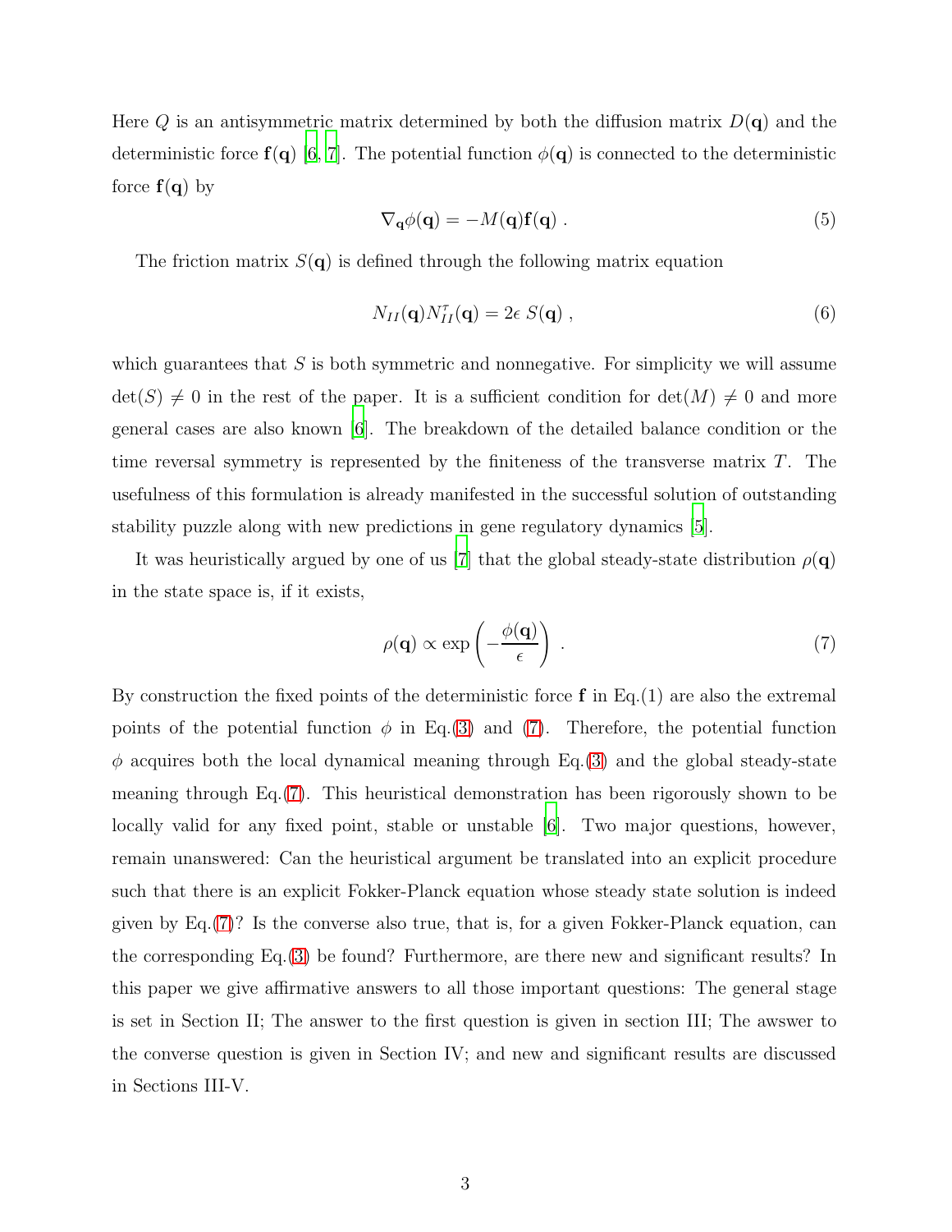Here $Q$ is an antisymmetric matrix determined by both the diffusion matrix $D(\mathbf{q})$ and the deterministic force $\mathbf{f}(\mathbf{q})$ [6, 7]. The potential function $\phi(\mathbf{q})$ is connected to the deterministic force $\mathbf{f}(\mathbf{q})$ by

$$\nabla_{\mathbf{q}}\phi(\mathbf{q}) = -M(\mathbf{q})\mathbf{f}(\mathbf{q}) \ . \tag{5}$$

The friction matrix $S(\mathbf{q})$ is defined through the following matrix equation

$$N_{II}(\mathbf{q})N_{II}^{\tau}(\mathbf{q}) = 2\epsilon \ S(\mathbf{q}) \ , \tag{6}$$

which guarantees that $S$ is both symmetric and nonnegative. For simplicity we will assume $\det(S) \neq 0$ in the rest of the paper. It is a sufficient condition for $\det(M) \neq 0$ and more general cases are also known [6]. The breakdown of the detailed balance condition or the time reversal symmetry is represented by the finiteness of the transverse matrix $T$. The usefulness of this formulation is already manifested in the successful solution of outstanding stability puzzle along with new predictions in gene regulatory dynamics [5].

It was heuristically argued by one of us [7] that the global steady-state distribution $\rho(\mathbf{q})$ in the state space is, if it exists,

$$\rho(\mathbf{q}) \propto \exp\left(-\frac{\phi(\mathbf{q})}{\epsilon}\right) \ . \tag{7}$$

By construction the fixed points of the deterministic force $\mathbf{f}$ in Eq.(1) are also the extremal points of the potential function $\phi$ in Eq.(3) and (7). Therefore, the potential function $\phi$ acquires both the local dynamical meaning through Eq.(3) and the global steady-state meaning through Eq.(7). This heuristical demonstration has been rigorously shown to be locally valid for any fixed point, stable or unstable [6]. Two major questions, however, remain unanswered: Can the heuristical argument be translated into an explicit procedure such that there is an explicit Fokker-Planck equation whose steady state solution is indeed given by Eq.(7)? Is the converse also true, that is, for a given Fokker-Planck equation, can the corresponding Eq.(3) be found? Furthermore, are there new and significant results? In this paper we give affirmative answers to all those important questions: The general stage is set in Section II; The answer to the first question is given in section III; The awswer to the converse question is given in Section IV; and new and significant results are discussed in Sections III-V.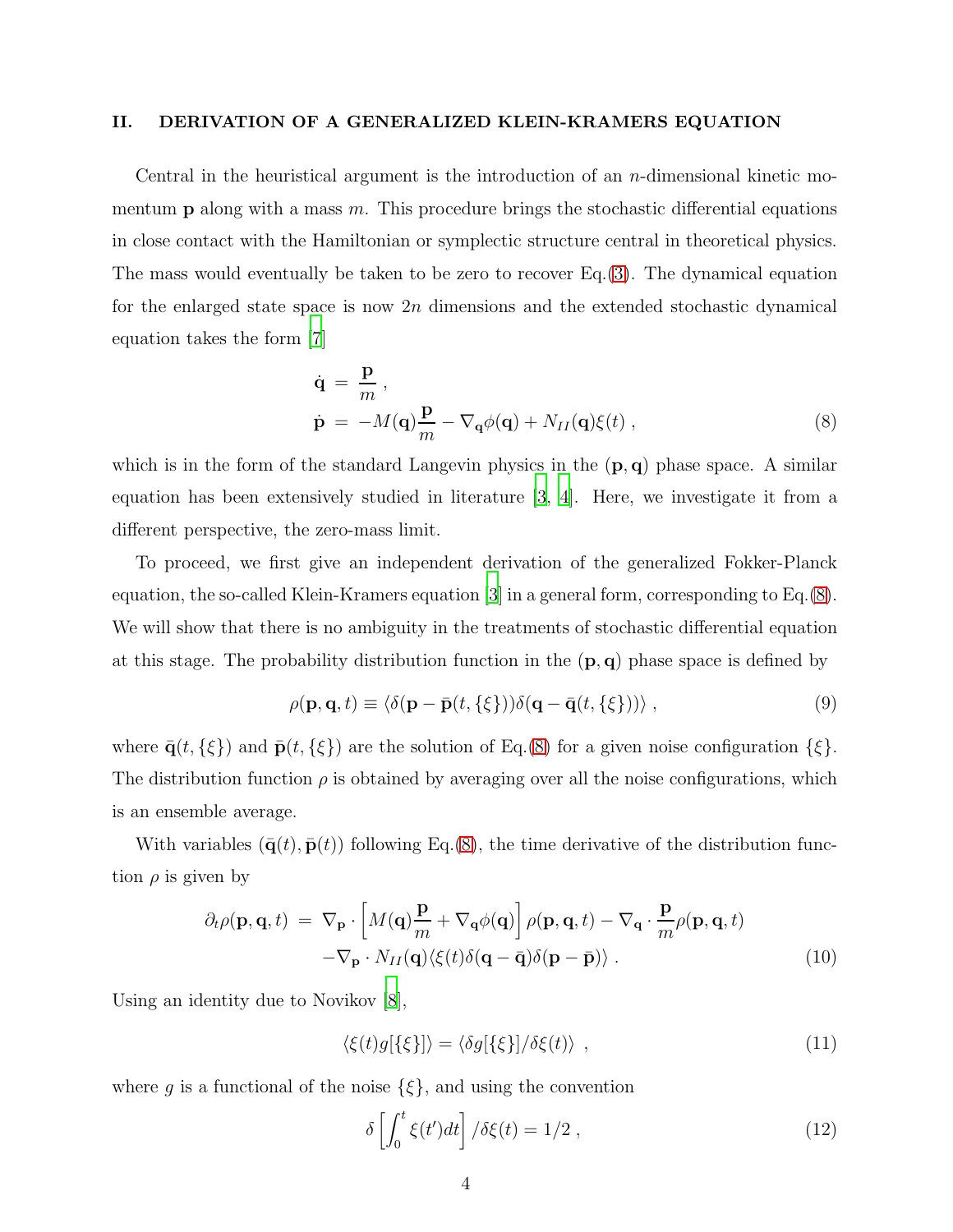## II. DERIVATION OF A GENERALIZED KLEIN-KRAMERS EQUATION

Central in the heuristical argument is the introduction of an $n$-dimensional kinetic momentum $\mathbf{p}$ along with a mass $m$. This procedure brings the stochastic differential equations in close contact with the Hamiltonian or symplectic structure central in theoretical physics. The mass would eventually be taken to be zero to recover Eq.(3). The dynamical equation for the enlarged state space is now $2n$ dimensions and the extended stochastic dynamical equation takes the form [7]

$$
\begin{aligned}
\dot{\mathbf{q}} &= \frac{\mathbf{p}}{m} \, , \\
\dot{\mathbf{p}} &= -M(\mathbf{q})\frac{\mathbf{p}}{m} - \nabla_{\mathbf{q}}\phi(\mathbf{q}) + N_{II}(\mathbf{q})\xi(t) \, ,
\end{aligned}
\tag{8}
$$

which is in the form of the standard Langevin physics in the $(\mathbf{p}, \mathbf{q})$ phase space. A similar equation has been extensively studied in literature [3, 4]. Here, we investigate it from a different perspective, the zero-mass limit.

To proceed, we first give an independent derivation of the generalized Fokker-Planck equation, the so-called Klein-Kramers equation [3] in a general form, corresponding to Eq.(8). We will show that there is no ambiguity in the treatments of stochastic differential equation at this stage. The probability distribution function in the $(\mathbf{p}, \mathbf{q})$ phase space is defined by

$$
\rho(\mathbf{p}, \mathbf{q}, t) \equiv \langle \delta(\mathbf{p} - \bar{\mathbf{p}}(t, \{\xi\}))\delta(\mathbf{q} - \bar{\mathbf{q}}(t, \{\xi\})) \rangle \, , \tag{9}
$$

where $\bar{\mathbf{q}}(t, \{\xi\})$ and $\bar{\mathbf{p}}(t, \{\xi\})$ are the solution of Eq.(8) for a given noise configuration $\{\xi\}$. The distribution function $\rho$ is obtained by averaging over all the noise configurations, which is an ensemble average.

With variables $(\bar{\mathbf{q}}(t), \bar{\mathbf{p}}(t))$ following Eq.(8), the time derivative of the distribution function $\rho$ is given by

$$
\begin{aligned}
\partial_t \rho(\mathbf{p}, \mathbf{q}, t) &= \nabla_{\mathbf{p}} \cdot \left[ M(\mathbf{q})\frac{\mathbf{p}}{m} + \nabla_{\mathbf{q}}\phi(\mathbf{q}) \right] \rho(\mathbf{p}, \mathbf{q}, t) - \nabla_{\mathbf{q}} \cdot \frac{\mathbf{p}}{m}\rho(\mathbf{p}, \mathbf{q}, t) \\
&\quad - \nabla_{\mathbf{p}} \cdot N_{II}(\mathbf{q}) \langle \xi(t)\delta(\mathbf{q} - \bar{\mathbf{q}})\delta(\mathbf{p} - \bar{\mathbf{p}}) \rangle \, .
\end{aligned}
\tag{10}
$$

Using an identity due to Novikov [8],

$$
\langle \xi(t) g[\{\xi\}] \rangle = \langle \delta g[\{\xi\}] / \delta\xi(t) \rangle \, , \tag{11}
$$

where $g$ is a functional of the noise $\{\xi\}$, and using the convention

$$
\delta \left[ \int_0^t \xi(t')dt \right] / \delta\xi(t) = 1/2 \, , \tag{12}
$$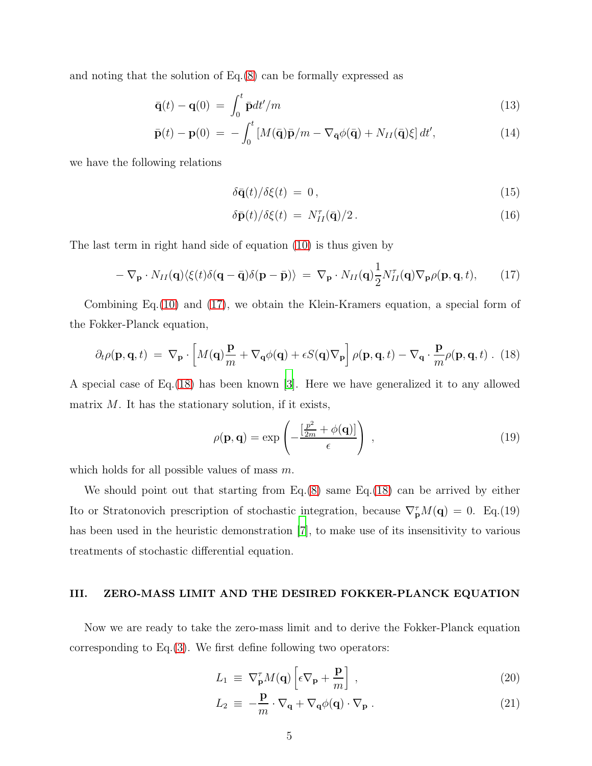and noting that the solution of Eq.(8) can be formally expressed as

$$\bar{\mathbf{q}}(t) - \mathbf{q}(0) \;=\; \int_0^t \bar{\mathbf{p}} dt'/m \tag{13}$$

$$\bar{\mathbf{p}}(t) - \mathbf{p}(0) \;=\; -\int_0^t \left[ M(\bar{\mathbf{q}})\bar{\mathbf{p}}/m - \nabla_{\bar{\mathbf{q}}}\phi(\bar{\mathbf{q}}) + N_{II}(\bar{\mathbf{q}})\xi \right] dt', \tag{14}$$

we have the following relations

$$\delta\bar{\mathbf{q}}(t)/\delta\xi(t) \;=\; 0\,, \tag{15}$$

$$\delta\bar{\mathbf{p}}(t)/\delta\xi(t) \;=\; N_{II}^{\tau}(\bar{\mathbf{q}})/2\,. \tag{16}$$

The last term in right hand side of equation (10) is thus given by

$$-\nabla_{\mathbf{p}} \cdot N_{II}(\mathbf{q})\langle \xi(t)\delta(\mathbf{q}-\bar{\mathbf{q}})\delta(\mathbf{p}-\bar{\mathbf{p}})\rangle \;=\; \nabla_{\mathbf{p}} \cdot N_{II}(\mathbf{q})\frac{1}{2}N_{II}^{\tau}(\mathbf{q})\nabla_{\mathbf{p}}\rho(\mathbf{p},\mathbf{q},t), \tag{17}$$

Combining Eq.(10) and (17), we obtain the Klein-Kramers equation, a special form of the Fokker-Planck equation,

$$\partial_t \rho(\mathbf{p},\mathbf{q},t) \;=\; \nabla_{\mathbf{p}} \cdot \left[ M(\mathbf{q})\frac{\mathbf{p}}{m} + \nabla_{\mathbf{q}}\phi(\mathbf{q}) + \epsilon S(\mathbf{q})\nabla_{\mathbf{p}} \right] \rho(\mathbf{p},\mathbf{q},t) - \nabla_{\mathbf{q}} \cdot \frac{\mathbf{p}}{m}\rho(\mathbf{p},\mathbf{q},t)\,. \tag{18}$$

A special case of Eq.(18) has been known [3]. Here we have generalized it to any allowed matrix $M$. It has the stationary solution, if it exists,

$$\rho(\mathbf{p},\mathbf{q}) = \exp\left( -\frac{\left[\frac{p^2}{2m} + \phi(\mathbf{q})\right]}{\epsilon} \right)\,, \tag{19}$$

which holds for all possible values of mass $m$.

We should point out that starting from Eq.(8) same Eq.(18) can be arrived by either Ito or Stratonovich prescription of stochastic integration, because $\nabla_{\mathbf{p}}^{\tau} M(\mathbf{q}) = 0$. Eq.(19) has been used in the heuristic demonstration [7], to make use of its insensitivity to various treatments of stochastic differential equation.

## III. ZERO-MASS LIMIT AND THE DESIRED FOKKER-PLANCK EQUATION

Now we are ready to take the zero-mass limit and to derive the Fokker-Planck equation corresponding to Eq.(3). We first define following two operators:

$$L_1 \;\equiv\; \nabla_{\mathbf{p}}^{\tau} M(\mathbf{q}) \left[ \epsilon\nabla_{\mathbf{p}} + \frac{\mathbf{p}}{m} \right]\,, \tag{20}$$

$$L_2 \;\equiv\; -\frac{\mathbf{p}}{m} \cdot \nabla_{\mathbf{q}} + \nabla_{\mathbf{q}}\phi(\mathbf{q}) \cdot \nabla_{\mathbf{p}}\,. \tag{21}$$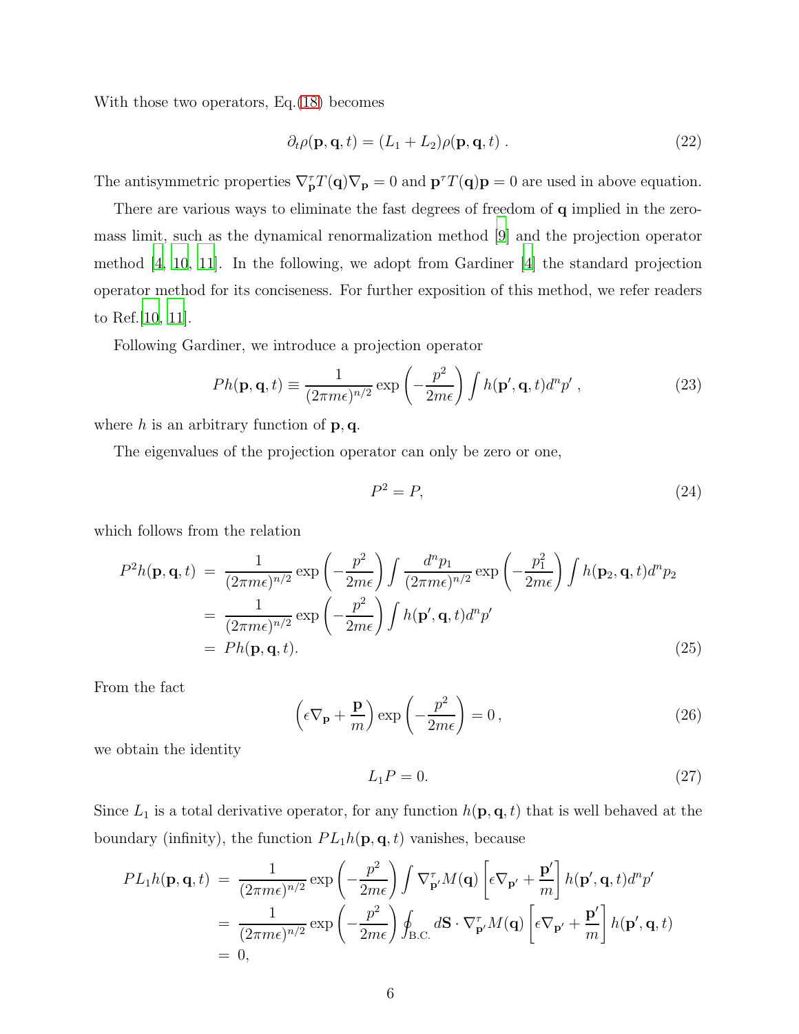With those two operators, Eq.(18) becomes

$$\partial_t \rho(\mathbf{p}, \mathbf{q}, t) = (L_1 + L_2)\rho(\mathbf{p}, \mathbf{q}, t) \, . \tag{22}$$

The antisymmetric properties $\nabla_{\mathbf{p}}^{\tau} T(\mathbf{q}) \nabla_{\mathbf{p}} = 0$ and $\mathbf{p}^{\tau} T(\mathbf{q}) \mathbf{p} = 0$ are used in above equation.

There are various ways to eliminate the fast degrees of freedom of $\mathbf{q}$ implied in the zero-mass limit, such as the dynamical renormalization method [9] and the projection operator method [4, 10, 11]. In the following, we adopt from Gardiner [4] the standard projection operator method for its conciseness. For further exposition of this method, we refer readers to Ref.[10, 11].

Following Gardiner, we introduce a projection operator

$$Ph(\mathbf{p}, \mathbf{q}, t) \equiv \frac{1}{(2\pi m \epsilon)^{n/2}} \exp\left(-\frac{p^2}{2m\epsilon}\right) \int h(\mathbf{p}', \mathbf{q}, t) d^n p' \, , \tag{23}$$

where $h$ is an arbitrary function of $\mathbf{p}, \mathbf{q}$.

The eigenvalues of the projection operator can only be zero or one,

$$P^2 = P, \tag{24}$$

which follows from the relation

$$\begin{aligned}
P^2 h(\mathbf{p}, \mathbf{q}, t) &= \frac{1}{(2\pi m \epsilon)^{n/2}} \exp\left(-\frac{p^2}{2m\epsilon}\right) \int \frac{d^n p_1}{(2\pi m \epsilon)^{n/2}} \exp\left(-\frac{p_1^2}{2m\epsilon}\right) \int h(\mathbf{p}_2, \mathbf{q}, t) d^n p_2 \\
&= \frac{1}{(2\pi m \epsilon)^{n/2}} \exp\left(-\frac{p^2}{2m\epsilon}\right) \int h(\mathbf{p}', \mathbf{q}, t) d^n p' \\
&= Ph(\mathbf{p}, \mathbf{q}, t).
\end{aligned} \tag{25}$$

From the fact

$$\left(\epsilon \nabla_{\mathbf{p}} + \frac{\mathbf{p}}{m}\right) \exp\left(-\frac{p^2}{2m\epsilon}\right) = 0 \, , \tag{26}$$

we obtain the identity

$$L_1 P = 0. \tag{27}$$

Since $L_1$ is a total derivative operator, for any function $h(\mathbf{p}, \mathbf{q}, t)$ that is well behaved at the boundary (infinity), the function $PL_1 h(\mathbf{p}, \mathbf{q}, t)$ vanishes, because

$$\begin{aligned}
PL_1 h(\mathbf{p}, \mathbf{q}, t) &= \frac{1}{(2\pi m \epsilon)^{n/2}} \exp\left(-\frac{p^2}{2m\epsilon}\right) \int \nabla_{\mathbf{p}'}^{\tau} M(\mathbf{q}) \left[\epsilon \nabla_{\mathbf{p}'} + \frac{\mathbf{p}'}{m}\right] h(\mathbf{p}', \mathbf{q}, t) d^n p' \\
&= \frac{1}{(2\pi m \epsilon)^{n/2}} \exp\left(-\frac{p^2}{2m\epsilon}\right) \oint_{\text{B.C.}} d\mathbf{S} \cdot \nabla_{\mathbf{p}'}^{\tau} M(\mathbf{q}) \left[\epsilon \nabla_{\mathbf{p}'} + \frac{\mathbf{p}'}{m}\right] h(\mathbf{p}', \mathbf{q}, t) \\
&= 0,
\end{aligned}$$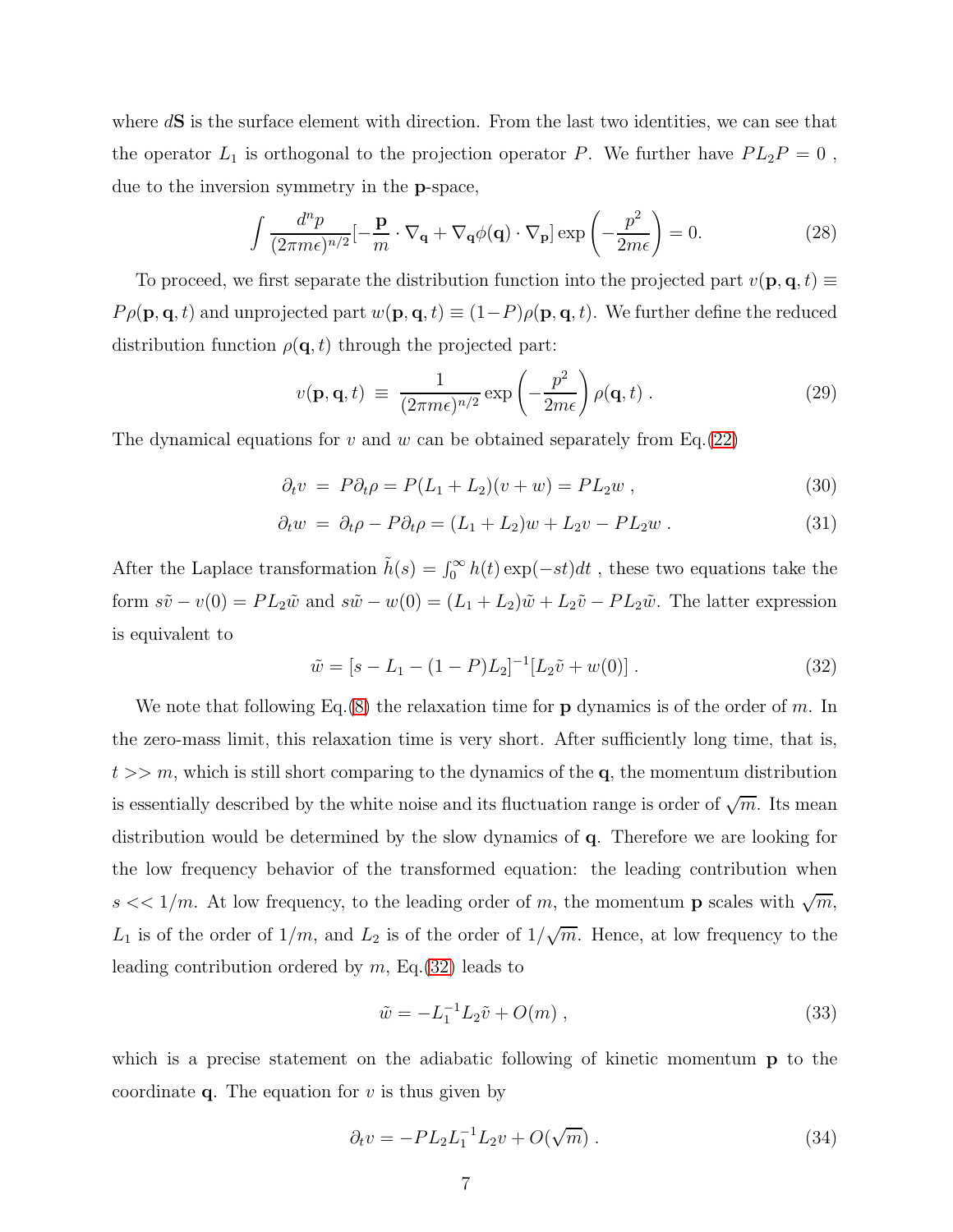where $d\mathbf{S}$ is the surface element with direction. From the last two identities, we can see that the operator $L_1$ is orthogonal to the projection operator $P$. We further have $PL_2P = 0$ , due to the inversion symmetry in the $\mathbf{p}$-space,

$$\int \frac{d^n p}{(2\pi m\epsilon)^{n/2}}[-\frac{\mathbf{p}}{m}\cdot\nabla_{\mathbf{q}} + \nabla_{\mathbf{q}}\phi(\mathbf{q})\cdot\nabla_{\mathbf{p}}]\exp\left(-\frac{p^2}{2m\epsilon}\right) = 0. \tag{28}$$

To proceed, we first separate the distribution function into the projected part $v(\mathbf{p},\mathbf{q},t) \equiv P\rho(\mathbf{p},\mathbf{q},t)$ and unprojected part $w(\mathbf{p},\mathbf{q},t) \equiv (1-P)\rho(\mathbf{p},\mathbf{q},t)$. We further define the reduced distribution function $\rho(\mathbf{q},t)$ through the projected part:

$$v(\mathbf{p},\mathbf{q},t) \;\equiv\; \frac{1}{(2\pi m\epsilon)^{n/2}}\exp\left(-\frac{p^2}{2m\epsilon}\right)\rho(\mathbf{q},t)\;. \tag{29}$$

The dynamical equations for $v$ and $w$ can be obtained separately from Eq.(22)

$$\partial_t v \;=\; P\partial_t\rho = P(L_1+L_2)(v+w) = PL_2 w\;, \tag{30}$$

$$\partial_t w \;=\; \partial_t\rho - P\partial_t\rho = (L_1+L_2)w + L_2 v - PL_2 w\;. \tag{31}$$

After the Laplace transformation $\tilde{h}(s) = \int_0^\infty h(t)\exp(-st)dt$ , these two equations take the form $s\tilde{v} - v(0) = PL_2\tilde{w}$ and $s\tilde{w} - w(0) = (L_1+L_2)\tilde{w} + L_2\tilde{v} - PL_2\tilde{w}$. The latter expression is equivalent to

$$\tilde{w} = [s - L_1 - (1-P)L_2]^{-1}[L_2\tilde{v} + w(0)]\;. \tag{32}$$

We note that following Eq.(8) the relaxation time for $\mathbf{p}$ dynamics is of the order of $m$. In the zero-mass limit, this relaxation time is very short. After sufficiently long time, that is, $t >> m$, which is still short comparing to the dynamics of the $\mathbf{q}$, the momentum distribution is essentially described by the white noise and its fluctuation range is order of $\sqrt{m}$. Its mean distribution would be determined by the slow dynamics of $\mathbf{q}$. Therefore we are looking for the low frequency behavior of the transformed equation: the leading contribution when $s << 1/m$. At low frequency, to the leading order of $m$, the momentum $\mathbf{p}$ scales with $\sqrt{m}$, $L_1$ is of the order of $1/m$, and $L_2$ is of the order of $1/\sqrt{m}$. Hence, at low frequency to the leading contribution ordered by $m$, Eq.(32) leads to

$$\tilde{w} = -L_1^{-1}L_2\tilde{v} + O(m)\;, \tag{33}$$

which is a precise statement on the adiabatic following of kinetic momentum $\mathbf{p}$ to the coordinate $\mathbf{q}$. The equation for $v$ is thus given by

$$\partial_t v = -PL_2L_1^{-1}L_2 v + O(\sqrt{m})\;. \tag{34}$$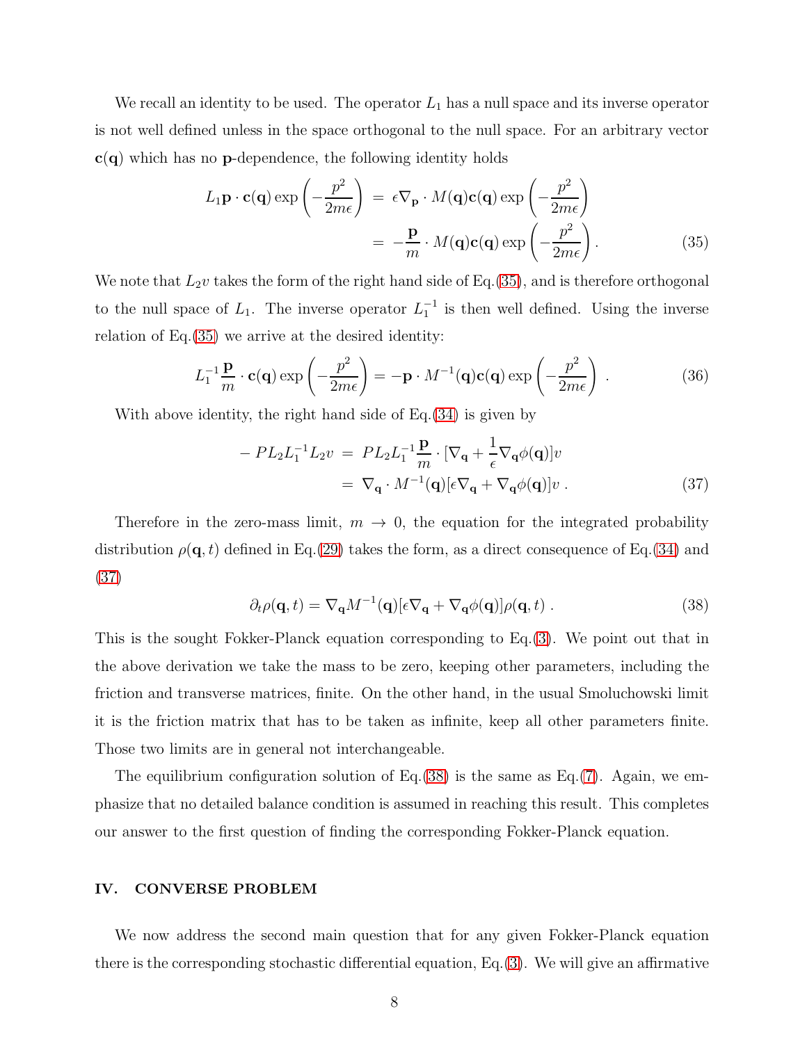We recall an identity to be used. The operator $L_1$ has a null space and its inverse operator is not well defined unless in the space orthogonal to the null space. For an arbitrary vector $\mathbf{c}(\mathbf{q})$ which has no $\mathbf{p}$-dependence, the following identity holds

$$
\begin{aligned}
L_1 \mathbf{p} \cdot \mathbf{c}(\mathbf{q}) \exp\left(-\frac{p^2}{2m\epsilon}\right) &= \epsilon \nabla_{\mathbf{p}} \cdot M(\mathbf{q}) \mathbf{c}(\mathbf{q}) \exp\left(-\frac{p^2}{2m\epsilon}\right) \\
&= -\frac{\mathbf{p}}{m} \cdot M(\mathbf{q}) \mathbf{c}(\mathbf{q}) \exp\left(-\frac{p^2}{2m\epsilon}\right) . \qquad (35)
\end{aligned}
$$

We note that $L_2 v$ takes the form of the right hand side of Eq.(35), and is therefore orthogonal to the null space of $L_1$. The inverse operator $L_1^{-1}$ is then well defined. Using the inverse relation of Eq.(35) we arrive at the desired identity:

$$
L_1^{-1} \frac{\mathbf{p}}{m} \cdot \mathbf{c}(\mathbf{q}) \exp\left(-\frac{p^2}{2m\epsilon}\right) = -\mathbf{p} \cdot M^{-1}(\mathbf{q}) \mathbf{c}(\mathbf{q}) \exp\left(-\frac{p^2}{2m\epsilon}\right) . \qquad (36)
$$

With above identity, the right hand side of Eq.(34) is given by

$$
\begin{aligned}
-PL_2 L_1^{-1} L_2 v &= PL_2 L_1^{-1} \frac{\mathbf{p}}{m} \cdot [\nabla_{\mathbf{q}} + \frac{1}{\epsilon} \nabla_{\mathbf{q}} \phi(\mathbf{q})] v \\
&= \nabla_{\mathbf{q}} \cdot M^{-1}(\mathbf{q}) [\epsilon \nabla_{\mathbf{q}} + \nabla_{\mathbf{q}} \phi(\mathbf{q})] v . \qquad (37)
\end{aligned}
$$

Therefore in the zero-mass limit, $m \to 0$, the equation for the integrated probability distribution $\rho(\mathbf{q}, t)$ defined in Eq.(29) takes the form, as a direct consequence of Eq.(34) and (37)

$$
\partial_t \rho(\mathbf{q}, t) = \nabla_{\mathbf{q}} M^{-1}(\mathbf{q}) [\epsilon \nabla_{\mathbf{q}} + \nabla_{\mathbf{q}} \phi(\mathbf{q})] \rho(\mathbf{q}, t) . \qquad (38)
$$

This is the sought Fokker-Planck equation corresponding to Eq.(3). We point out that in the above derivation we take the mass to be zero, keeping other parameters, including the friction and transverse matrices, finite. On the other hand, in the usual Smoluchowski limit it is the friction matrix that has to be taken as infinite, keep all other parameters finite. Those two limits are in general not interchangeable.

The equilibrium configuration solution of Eq.(38) is the same as Eq.(7). Again, we emphasize that no detailed balance condition is assumed in reaching this result. This completes our answer to the first question of finding the corresponding Fokker-Planck equation.

## IV. CONVERSE PROBLEM

We now address the second main question that for any given Fokker-Planck equation there is the corresponding stochastic differential equation, Eq.(3). We will give an affirmative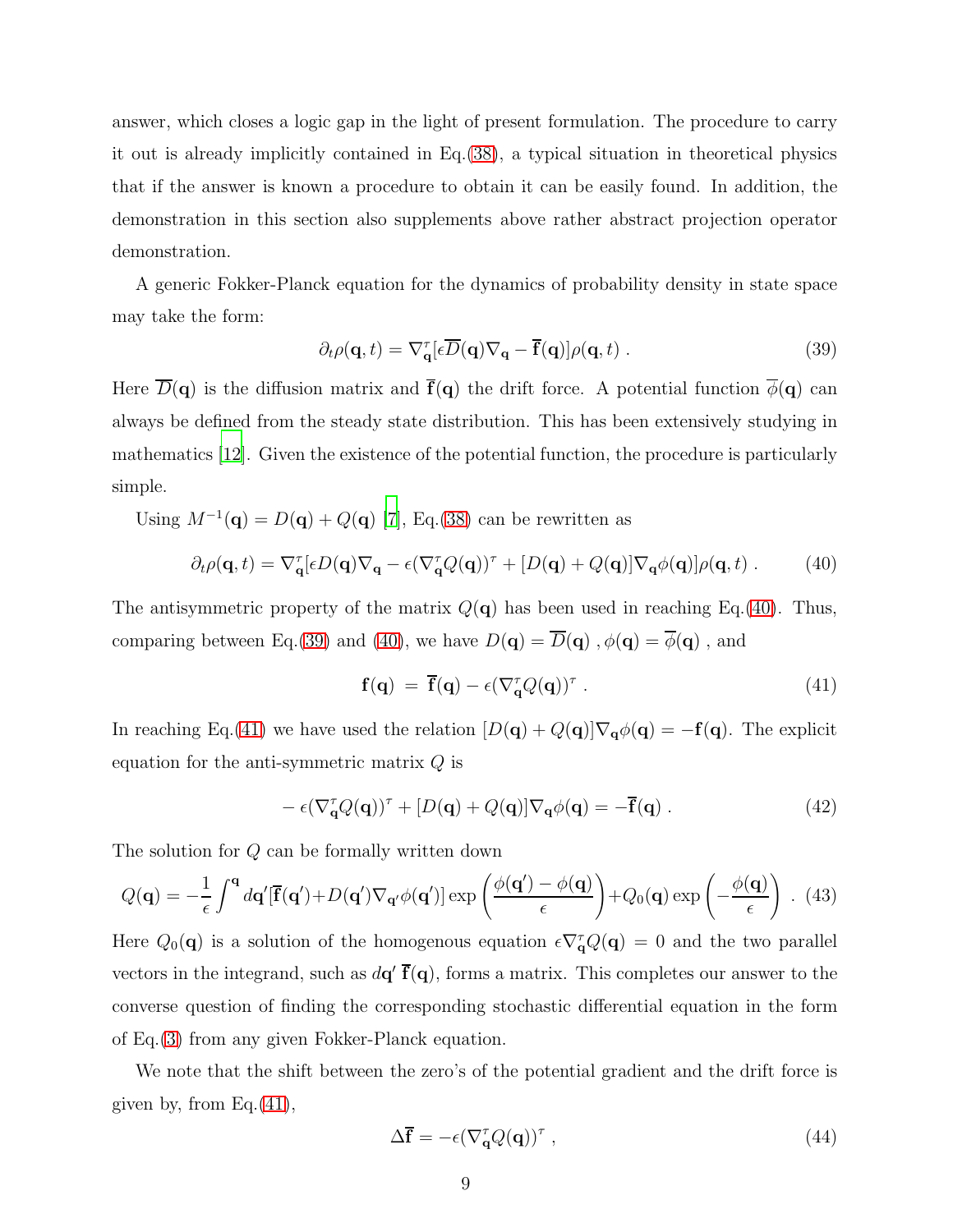answer, which closes a logic gap in the light of present formulation. The procedure to carry it out is already implicitly contained in Eq.(38), a typical situation in theoretical physics that if the answer is known a procedure to obtain it can be easily found. In addition, the demonstration in this section also supplements above rather abstract projection operator demonstration.

A generic Fokker-Planck equation for the dynamics of probability density in state space may take the form:

$$\partial_t \rho(\mathbf{q}, t) = \nabla^{\tau}_{\mathbf{q}} [\epsilon \overline{D}(\mathbf{q}) \nabla_{\mathbf{q}} - \overline{\mathbf{f}}(\mathbf{q})] \rho(\mathbf{q}, t) \; . \tag{39}$$

Here $\overline{D}(\mathbf{q})$ is the diffusion matrix and $\overline{\mathbf{f}}(\mathbf{q})$ the drift force. A potential function $\overline{\phi}(\mathbf{q})$ can always be defined from the steady state distribution. This has been extensively studying in mathematics [12]. Given the existence of the potential function, the procedure is particularly simple.

Using $M^{-1}(\mathbf{q}) = D(\mathbf{q}) + Q(\mathbf{q})$ [7], Eq.(38) can be rewritten as

$$\partial_t \rho(\mathbf{q}, t) = \nabla^{\tau}_{\mathbf{q}} [\epsilon D(\mathbf{q}) \nabla_{\mathbf{q}} - \epsilon (\nabla^{\tau}_{\mathbf{q}} Q(\mathbf{q}))^{\tau} + [D(\mathbf{q}) + Q(\mathbf{q})] \nabla_{\mathbf{q}} \phi(\mathbf{q})] \rho(\mathbf{q}, t) \; . \tag{40}$$

The antisymmetric property of the matrix $Q(\mathbf{q})$ has been used in reaching Eq.(40). Thus, comparing between Eq.(39) and (40), we have $D(\mathbf{q}) = \overline{D}(\mathbf{q})$ , $\phi(\mathbf{q}) = \overline{\phi}(\mathbf{q})$ , and

$$\mathbf{f}(\mathbf{q}) \; = \; \overline{\mathbf{f}}(\mathbf{q}) - \epsilon (\nabla^{\tau}_{\mathbf{q}} Q(\mathbf{q}))^{\tau} \; . \tag{41}$$

In reaching Eq.(41) we have used the relation $[D(\mathbf{q}) + Q(\mathbf{q})] \nabla_{\mathbf{q}} \phi(\mathbf{q}) = -\mathbf{f}(\mathbf{q})$. The explicit equation for the anti-symmetric matrix $Q$ is

$$-\epsilon (\nabla^{\tau}_{\mathbf{q}} Q(\mathbf{q}))^{\tau} + [D(\mathbf{q}) + Q(\mathbf{q})] \nabla_{\mathbf{q}} \phi(\mathbf{q}) = -\overline{\mathbf{f}}(\mathbf{q}) \; . \tag{42}$$

The solution for $Q$ can be formally written down

$$Q(\mathbf{q}) = -\frac{1}{\epsilon} \int^{\mathbf{q}} d\mathbf{q}' [\overline{\mathbf{f}}(\mathbf{q}') + D(\mathbf{q}') \nabla_{\mathbf{q}'} \phi(\mathbf{q}')] \exp\left( \frac{\phi(\mathbf{q}') - \phi(\mathbf{q})}{\epsilon} \right) + Q_0(\mathbf{q}) \exp\left( -\frac{\phi(\mathbf{q})}{\epsilon} \right) \; . \tag{43}$$

Here $Q_0(\mathbf{q})$ is a solution of the homogenous equation $\epsilon \nabla^{\tau}_{\mathbf{q}} Q(\mathbf{q}) = 0$ and the two parallel vectors in the integrand, such as $d\mathbf{q}' \, \overline{\mathbf{f}}(\mathbf{q})$, forms a matrix. This completes our answer to the converse question of finding the corresponding stochastic differential equation in the form of Eq.(3) from any given Fokker-Planck equation.

We note that the shift between the zero's of the potential gradient and the drift force is given by, from Eq.(41),

$$\Delta \overline{\mathbf{f}} = -\epsilon (\nabla^{\tau}_{\mathbf{q}} Q(\mathbf{q}))^{\tau} \; , \tag{44}$$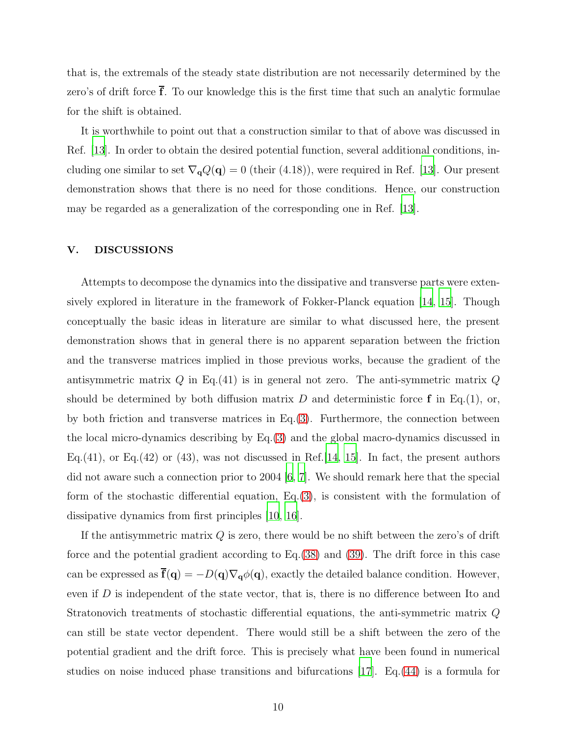that is, the extremals of the steady state distribution are not necessarily determined by the zero's of drift force $\overline{\mathbf{f}}$. To our knowledge this is the first time that such an analytic formulae for the shift is obtained.

It is worthwhile to point out that a construction similar to that of above was discussed in Ref. [13]. In order to obtain the desired potential function, several additional conditions, including one similar to set $\nabla_{\mathbf{q}} Q(\mathbf{q}) = 0$ (their (4.18)), were required in Ref. [13]. Our present demonstration shows that there is no need for those conditions. Hence, our construction may be regarded as a generalization of the corresponding one in Ref. [13].

## V. DISCUSSIONS

Attempts to decompose the dynamics into the dissipative and transverse parts were extensively explored in literature in the framework of Fokker-Planck equation [14, 15]. Though conceptually the basic ideas in literature are similar to what discussed here, the present demonstration shows that in general there is no apparent separation between the friction and the transverse matrices implied in those previous works, because the gradient of the antisymmetric matrix $Q$ in Eq.(41) is in general not zero. The anti-symmetric matrix $Q$ should be determined by both diffusion matrix $D$ and deterministic force $\mathbf{f}$ in Eq.(1), or, by both friction and transverse matrices in Eq.(3). Furthermore, the connection between the local micro-dynamics describing by Eq.(3) and the global macro-dynamics discussed in Eq.(41), or Eq.(42) or (43), was not discussed in Ref.[14, 15]. In fact, the present authors did not aware such a connection prior to 2004 [6, 7]. We should remark here that the special form of the stochastic differential equation, Eq.(3), is consistent with the formulation of dissipative dynamics from first principles [10, 16].

If the antisymmetric matrix $Q$ is zero, there would be no shift between the zero's of drift force and the potential gradient according to Eq.(38) and (39). The drift force in this case can be expressed as $\overline{\mathbf{f}}(\mathbf{q}) = -D(\mathbf{q})\nabla_{\mathbf{q}}\phi(\mathbf{q})$, exactly the detailed balance condition. However, even if $D$ is independent of the state vector, that is, there is no difference between Ito and Stratonovich treatments of stochastic differential equations, the anti-symmetric matrix $Q$ can still be state vector dependent. There would still be a shift between the zero of the potential gradient and the drift force. This is precisely what have been found in numerical studies on noise induced phase transitions and bifurcations [17]. Eq.(44) is a formula for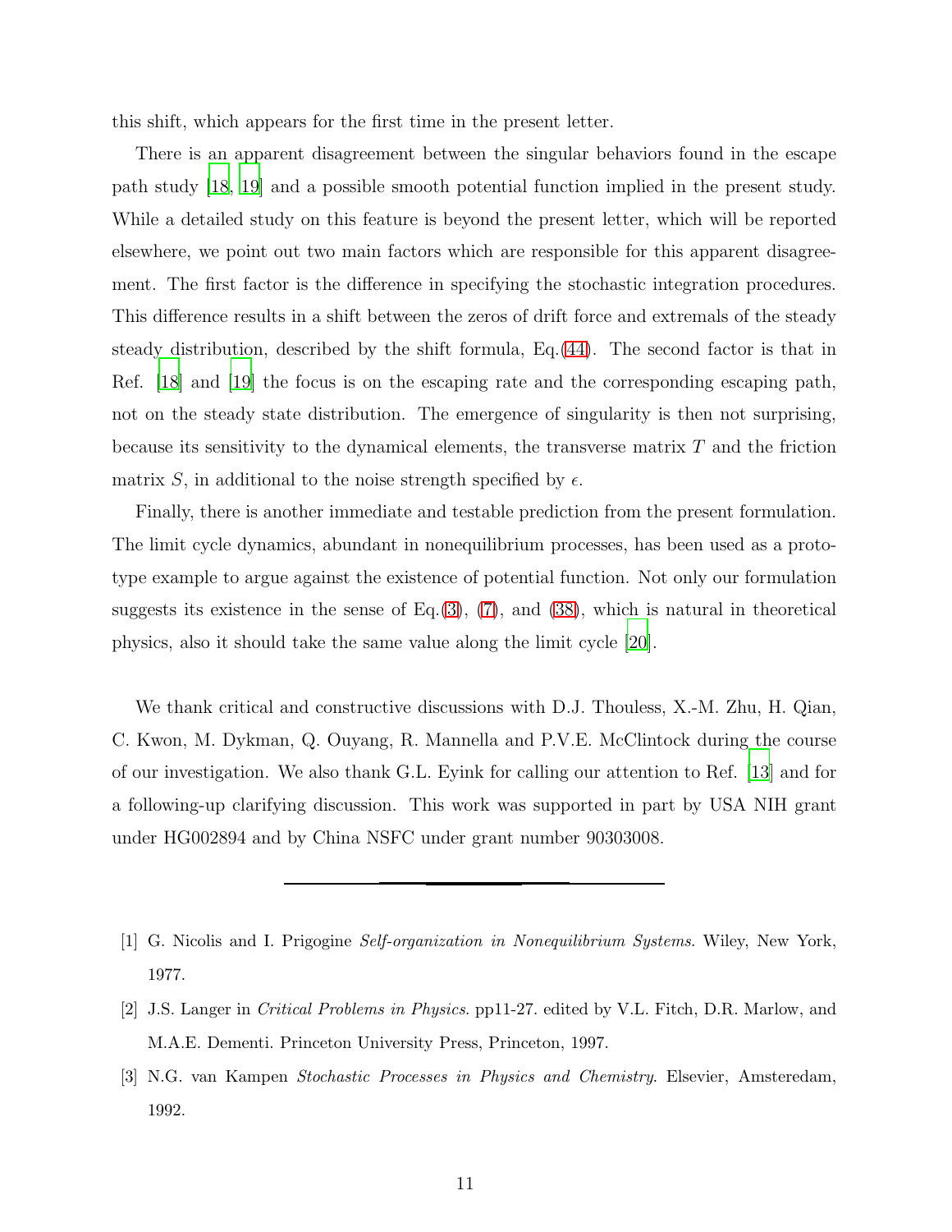this shift, which appears for the first time in the present letter.

There is an apparent disagreement between the singular behaviors found in the escape path study [18, 19] and a possible smooth potential function implied in the present study. While a detailed study on this feature is beyond the present letter, which will be reported elsewhere, we point out two main factors which are responsible for this apparent disagreement. The first factor is the difference in specifying the stochastic integration procedures. This difference results in a shift between the zeros of drift force and extremals of the steady steady distribution, described by the shift formula, Eq.(44). The second factor is that in Ref. [18] and [19] the focus is on the escaping rate and the corresponding escaping path, not on the steady state distribution. The emergence of singularity is then not surprising, because its sensitivity to the dynamical elements, the transverse matrix $T$ and the friction matrix $S$, in additional to the noise strength specified by $\epsilon$.

Finally, there is another immediate and testable prediction from the present formulation. The limit cycle dynamics, abundant in nonequilibrium processes, has been used as a prototype example to argue against the existence of potential function. Not only our formulation suggests its existence in the sense of Eq.(3), (7), and (38), which is natural in theoretical physics, also it should take the same value along the limit cycle [20].

We thank critical and constructive discussions with D.J. Thouless, X.-M. Zhu, H. Qian, C. Kwon, M. Dykman, Q. Ouyang, R. Mannella and P.V.E. McClintock during the course of our investigation. We also thank G.L. Eyink for calling our attention to Ref. [13] and for a following-up clarifying discussion. This work was supported in part by USA NIH grant under HG002894 and by China NSFC under grant number 90303008.

---

[1] G. Nicolis and I. Prigogine *Self-organization in Nonequilibrium Systems*. Wiley, New York, 1977.

[2] J.S. Langer in *Critical Problems in Physics*. pp11-27. edited by V.L. Fitch, D.R. Marlow, and M.A.E. Dementi. Princeton University Press, Princeton, 1997.

[3] N.G. van Kampen *Stochastic Processes in Physics and Chemistry*. Elsevier, Amsteredam, 1992.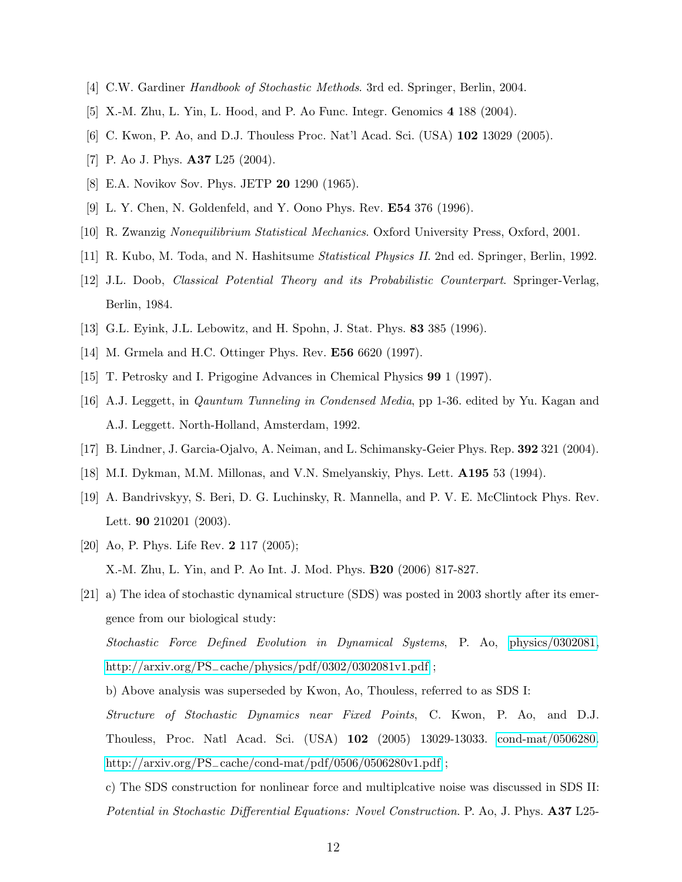[4] C.W. Gardiner *Handbook of Stochastic Methods*. 3rd ed. Springer, Berlin, 2004.

[5] X.-M. Zhu, L. Yin, L. Hood, and P. Ao Func. Integr. Genomics **4** 188 (2004).

[6] C. Kwon, P. Ao, and D.J. Thouless Proc. Nat'l Acad. Sci. (USA) **102** 13029 (2005).

[7] P. Ao J. Phys. **A37** L25 (2004).

[8] E.A. Novikov Sov. Phys. JETP **20** 1290 (1965).

[9] L. Y. Chen, N. Goldenfeld, and Y. Oono Phys. Rev. **E54** 376 (1996).

[10] R. Zwanzig *Nonequilibrium Statistical Mechanics*. Oxford University Press, Oxford, 2001.

[11] R. Kubo, M. Toda, and N. Hashitsume *Statistical Physics II*. 2nd ed. Springer, Berlin, 1992.

[12] J.L. Doob, *Classical Potential Theory and its Probabilistic Counterpart*. Springer-Verlag, Berlin, 1984.

[13] G.L. Eyink, J.L. Lebowitz, and H. Spohn, J. Stat. Phys. **83** 385 (1996).

[14] M. Grmela and H.C. Ottinger Phys. Rev. **E56** 6620 (1997).

[15] T. Petrosky and I. Prigogine Advances in Chemical Physics **99** 1 (1997).

[16] A.J. Leggett, in *Qauntum Tunneling in Condensed Media*, pp 1-36. edited by Yu. Kagan and A.J. Leggett. North-Holland, Amsterdam, 1992.

[17] B. Lindner, J. Garcia-Ojalvo, A. Neiman, and L. Schimansky-Geier Phys. Rep. **392** 321 (2004).

[18] M.I. Dykman, M.M. Millonas, and V.N. Smelyanskiy, Phys. Lett. **A195** 53 (1994).

[19] A. Bandrivskyy, S. Beri, D. G. Luchinsky, R. Mannella, and P. V. E. McClintock Phys. Rev. Lett. **90** 210201 (2003).

[20] Ao, P. Phys. Life Rev. **2** 117 (2005);
X.-M. Zhu, L. Yin, and P. Ao Int. J. Mod. Phys. **B20** (2006) 817-827.

[21] a) The idea of stochastic dynamical structure (SDS) was posted in 2003 shortly after its emergence from our biological study:
*Stochastic Force Defined Evolution in Dynamical Systems*, P. Ao, physics/0302081, http://arxiv.org/PS_cache/physics/pdf/0302/0302081v1.pdf ;
b) Above analysis was superseded by Kwon, Ao, Thouless, referred to as SDS I:
*Structure of Stochastic Dynamics near Fixed Points*, C. Kwon, P. Ao, and D.J. Thouless, Proc. Natl Acad. Sci. (USA) **102** (2005) 13029-13033. cond-mat/0506280. http://arxiv.org/PS_cache/cond-mat/pdf/0506/0506280v1.pdf ;
c) The SDS construction for nonlinear force and multiplcative noise was discussed in SDS II: *Potential in Stochastic Differential Equations: Novel Construction*. P. Ao, J. Phys. **A37** L25-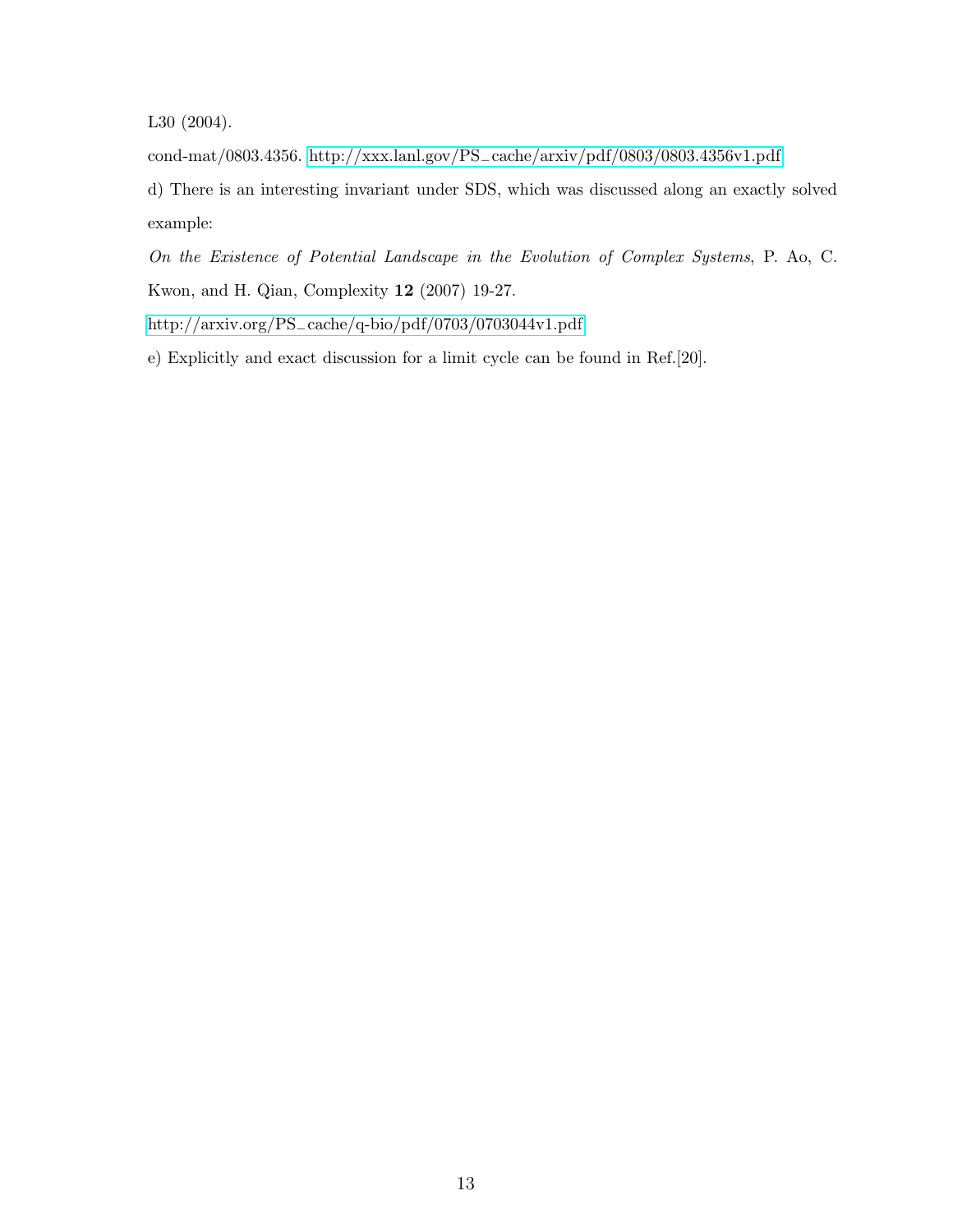L30 (2004).

cond-mat/0803.4356. http://xxx.lanl.gov/PS_cache/arxiv/pdf/0803/0803.4356v1.pdf

d) There is an interesting invariant under SDS, which was discussed along an exactly solved example:

*On the Existence of Potential Landscape in the Evolution of Complex Systems*, P. Ao, C. Kwon, and H. Qian, Complexity **12** (2007) 19-27.

http://arxiv.org/PS_cache/q-bio/pdf/0703/0703044v1.pdf

e) Explicitly and exact discussion for a limit cycle can be found in Ref.[20].